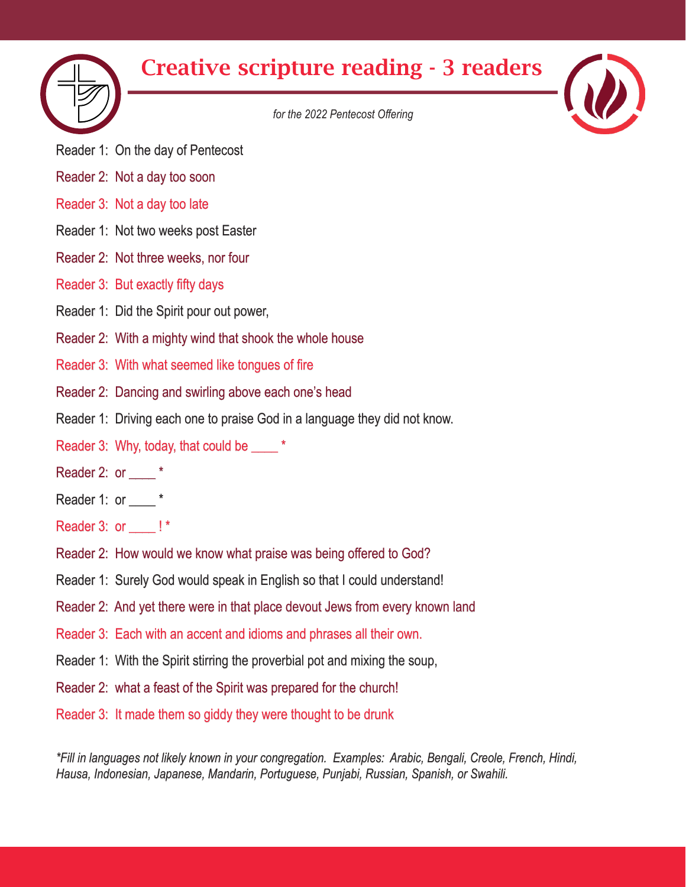# Creative scripture reading - 3 readers

*for the 2022 Pentecost Offering*

Reader 1: On the day of Pentecost

Reader 2: Not a day too soon

Reader 3: Not a day too late

Reader 1: Not two weeks post Easter

Reader 2: Not three weeks, nor four

Reader 3: But exactly fifty days

Reader 1: Did the Spirit pour out power,

Reader 2: With a mighty wind that shook the whole house

Reader 3: With what seemed like tongues of fire

Reader 2: Dancing and swirling above each one's head

Reader 1: Driving each one to praise God in a language they did not know.

Reader 3: Why, today, that could be ____ *

Reader 2: or ____ *

Reader 1: or ____ *

Reader 3: or ____ ! *

Reader 2: How would we know what praise was being offered to God?

Reader 1: Surely God would speak in English so that I could understand!

Reader 2: And yet there were in that place devout Jews from every known land

Reader 3: Each with an accent and idioms and phrases all their own.

Reader 1: With the Spirit stirring the proverbial pot and mixing the soup,

Reader 2: what a feast of the Spirit was prepared for the church!

Reader 3: It made them so giddy they were thought to be drunk

*\*Fill in languages not likely known in your congregation. Examples: Arabic, Bengali, Creole, French, Hindi, Hausa, Indonesian, Japanese, Mandarin, Portuguese, Punjabi, Russian, Spanish, or Swahili.*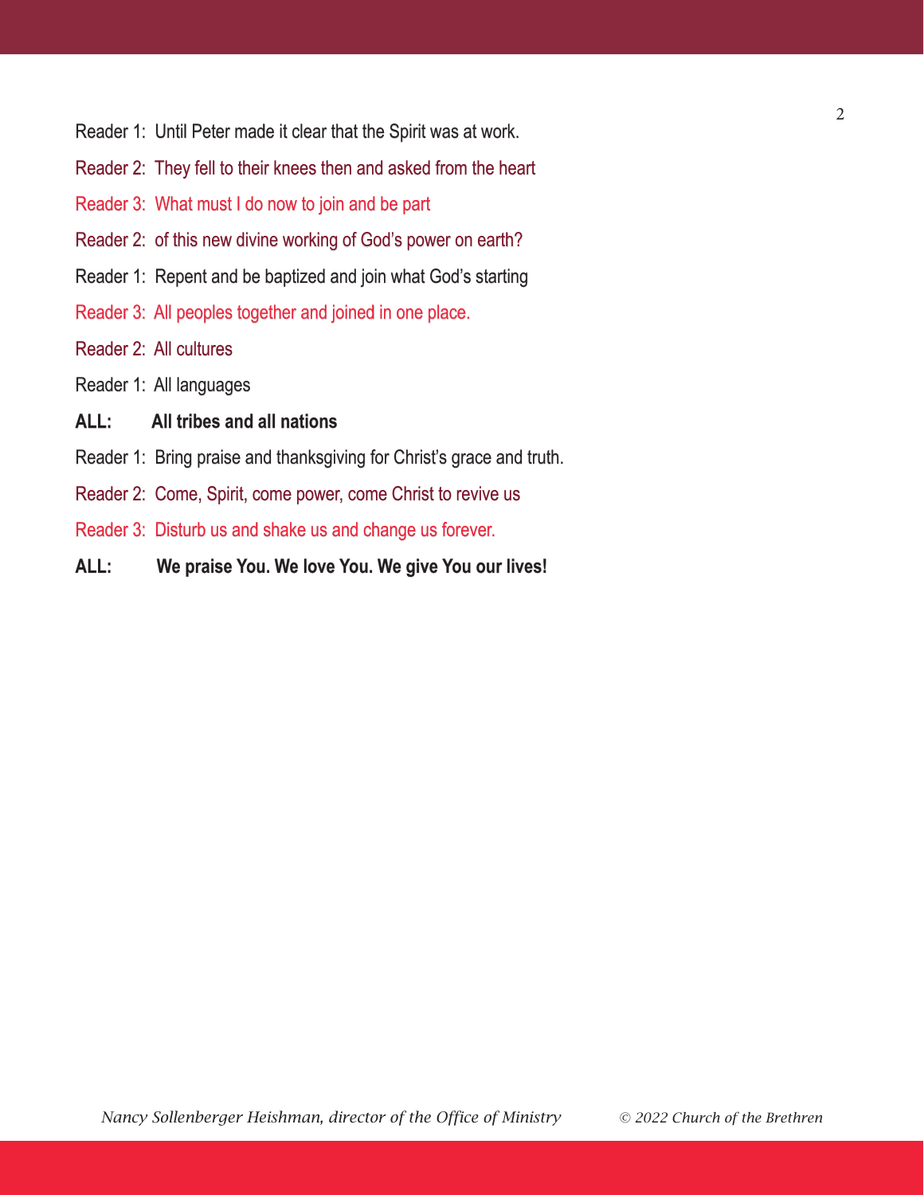Reader 1: Until Peter made it clear that the Spirit was at work.

Reader 2: They fell to their knees then and asked from the heart

Reader 3: What must I do now to join and be part

Reader 2: of this new divine working of God's power on earth?

Reader 1: Repent and be baptized and join what God's starting

Reader 3: All peoples together and joined in one place.

Reader 2: All cultures

Reader 1: All languages

**ALL: All tribes and all nations**

Reader 1: Bring praise and thanksgiving for Christ's grace and truth.

Reader 2: Come, Spirit, come power, come Christ to revive us

Reader 3: Disturb us and shake us and change us forever.

**ALL: We praise You. We love You. We give You our lives!**

*Nancy Sollenberger Heishman, director of the Office of Ministry* *© 2022 Church of the Brethren*